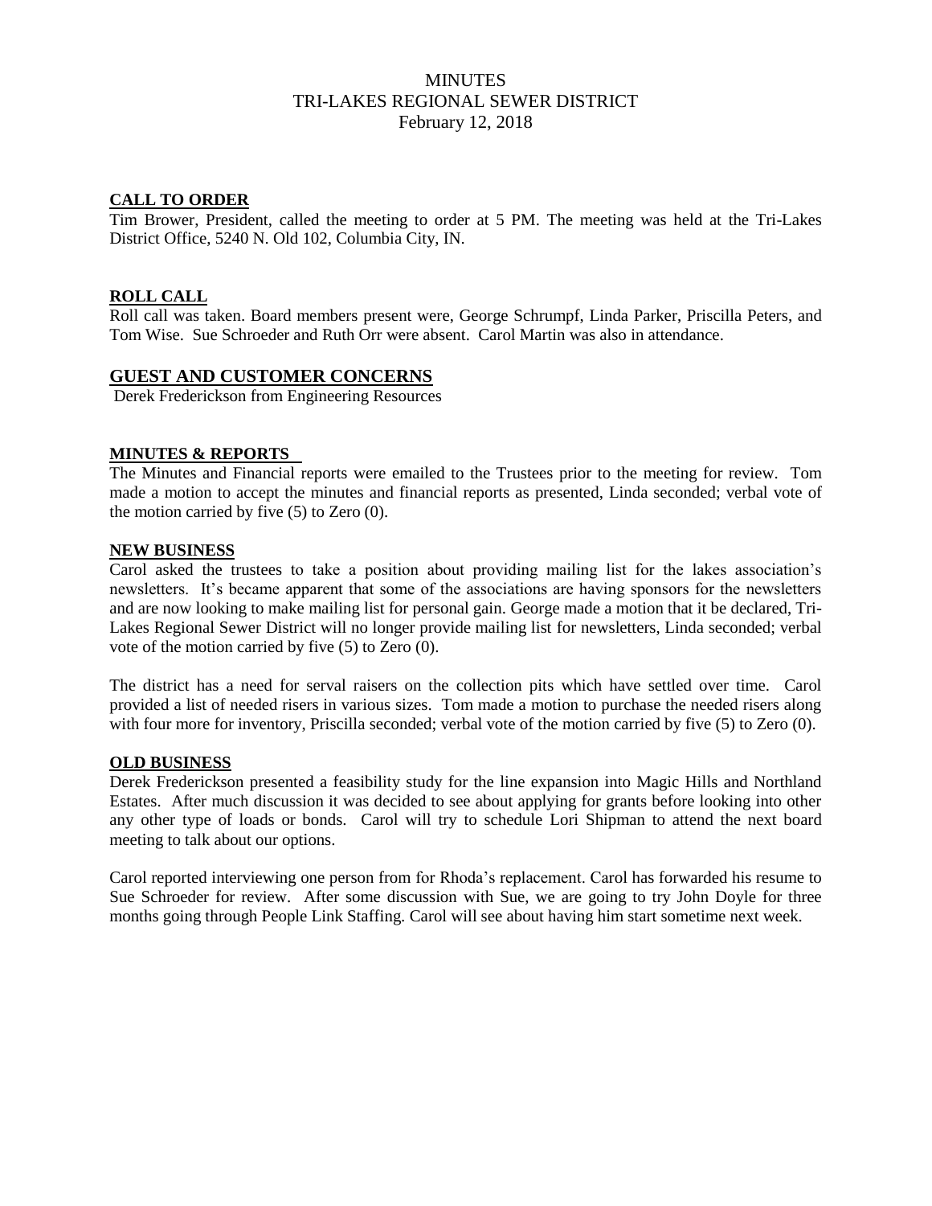# MINUTES
# TRI-LAKES REGIONAL SEWER DISTRICT
February 12, 2018

## CALL TO ORDER

Tim Brower, President, called the meeting to order at 5 PM. The meeting was held at the Tri-Lakes District Office, 5240 N. Old 102, Columbia City, IN.

## ROLL CALL

Roll call was taken. Board members present were, George Schrumpf, Linda Parker, Priscilla Peters, and Tom Wise. Sue Schroeder and Ruth Orr were absent. Carol Martin was also in attendance.

## GUEST AND CUSTOMER CONCERNS

Derek Frederickson from Engineering Resources

## MINUTES & REPORTS

The Minutes and Financial reports were emailed to the Trustees prior to the meeting for review. Tom made a motion to accept the minutes and financial reports as presented, Linda seconded; verbal vote of the motion carried by five (5) to Zero (0).

## NEW BUSINESS

Carol asked the trustees to take a position about providing mailing list for the lakes association's newsletters. It's became apparent that some of the associations are having sponsors for the newsletters and are now looking to make mailing list for personal gain. George made a motion that it be declared, Tri-Lakes Regional Sewer District will no longer provide mailing list for newsletters, Linda seconded; verbal vote of the motion carried by five (5) to Zero (0).

The district has a need for serval raisers on the collection pits which have settled over time. Carol provided a list of needed risers in various sizes. Tom made a motion to purchase the needed risers along with four more for inventory, Priscilla seconded; verbal vote of the motion carried by five (5) to Zero (0).

## OLD BUSINESS

Derek Frederickson presented a feasibility study for the line expansion into Magic Hills and Northland Estates. After much discussion it was decided to see about applying for grants before looking into other any other type of loads or bonds. Carol will try to schedule Lori Shipman to attend the next board meeting to talk about our options.

Carol reported interviewing one person from for Rhoda's replacement. Carol has forwarded his resume to Sue Schroeder for review. After some discussion with Sue, we are going to try John Doyle for three months going through People Link Staffing. Carol will see about having him start sometime next week.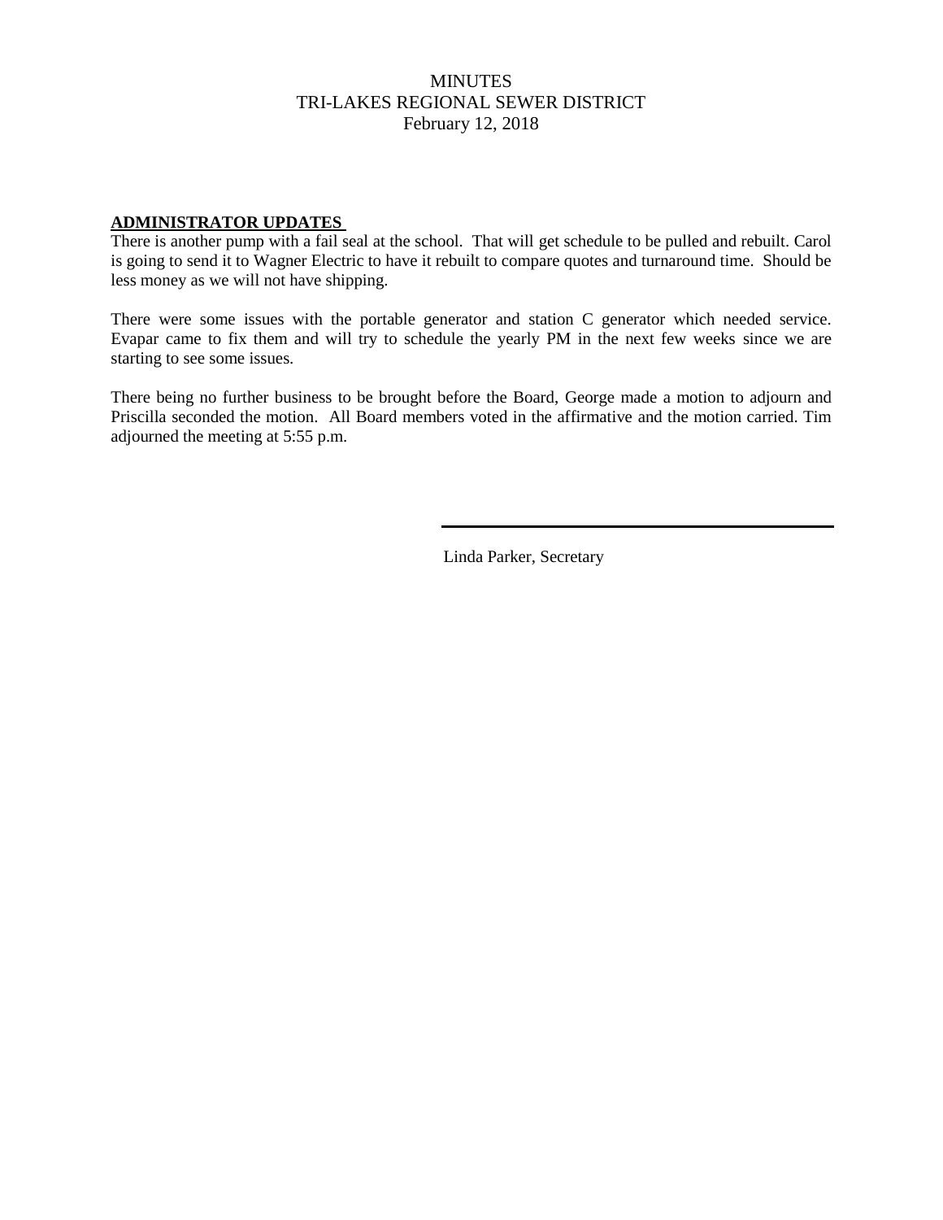MINUTES
TRI-LAKES REGIONAL SEWER DISTRICT
February 12, 2018

**ADMINISTRATOR UPDATES**

There is another pump with a fail seal at the school. That will get schedule to be pulled and rebuilt. Carol is going to send it to Wagner Electric to have it rebuilt to compare quotes and turnaround time. Should be less money as we will not have shipping.

There were some issues with the portable generator and station C generator which needed service. Evapar came to fix them and will try to schedule the yearly PM in the next few weeks since we are starting to see some issues.

There being no further business to be brought before the Board, George made a motion to adjourn and Priscilla seconded the motion. All Board members voted in the affirmative and the motion carried. Tim adjourned the meeting at 5:55 p.m.

Linda Parker, Secretary